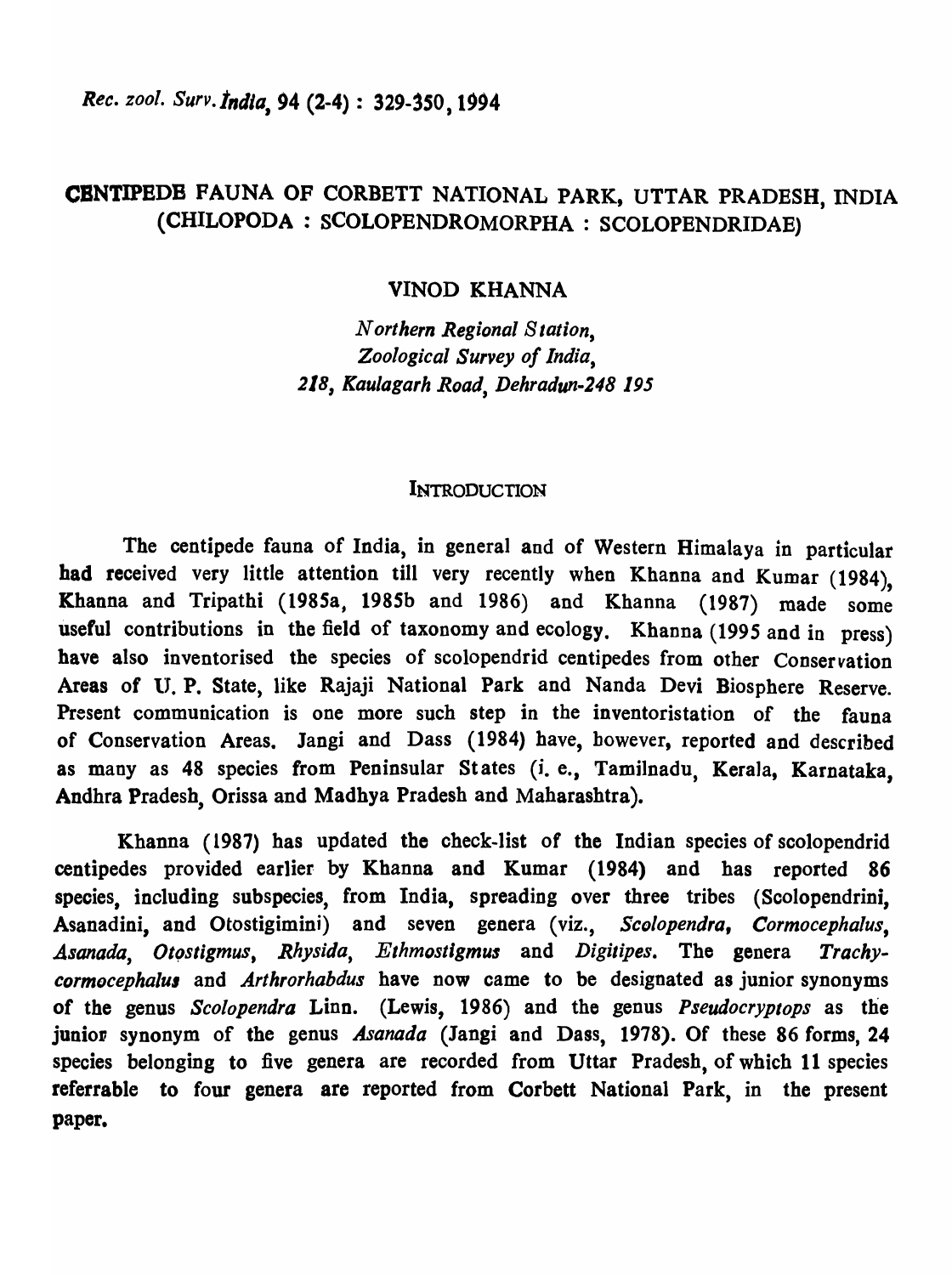# CENTIPEDE FAUNA OF CORBETT NATIONAL PARK, UTTAR PRADESH, INDIA (CHILOPODA : SCOLOPENDROMORPHA : SCOLOPENDRIDAE)

VINOD KHANNA

*Northern Regional Station,*
*Zoological Survey of India,*
*218, Kaulagarh Road, Dehradun-248 195*

## INTRODUCTION

The centipede fauna of India, in general and of Western Himalaya in particular had received very little attention till very recently when Khanna and Kumar (1984), Khanna and Tripathi (1985a, 1985b and 1986) and Khanna (1987) made some useful contributions in the field of taxonomy and ecology. Khanna (1995 and in press) have also inventorised the species of scolopendrid centipedes from other Conservation Areas of U. P. State, like Rajaji National Park and Nanda Devi Biosphere Reserve. Present communication is one more such step in the inventoristation of the fauna of Conservation Areas. Jangi and Dass (1984) have, however, reported and described as many as 48 species from Peninsular States (i. e., Tamilnadu, Kerala, Karnataka, Andhra Pradesh, Orissa and Madhya Pradesh and Maharashtra).

Khanna (1987) has updated the check-list of the Indian species of scolopendrid centipedes provided earlier by Khanna and Kumar (1984) and has reported 86 species, including subspecies, from India, spreading over three tribes (Scolopendrini, Asanadini, and Otostigimini) and seven genera (viz., *Scolopendra, Cormocephalus, Asanada, Otostigmus, Rhysida, Ethmostigmus* and *Digitipes*. The genera *Trachycormocephalus* and *Arthrorhabdus* have now came to be designated as junior synonyms of the genus *Scolopendra* Linn. (Lewis, 1986) and the genus *Pseudocryptops* as the junior synonym of the genus *Asanada* (Jangi and Dass, 1978). Of these 86 forms, 24 species belonging to five genera are recorded from Uttar Pradesh, of which 11 species referrable to four genera are reported from Corbett National Park, in the present paper.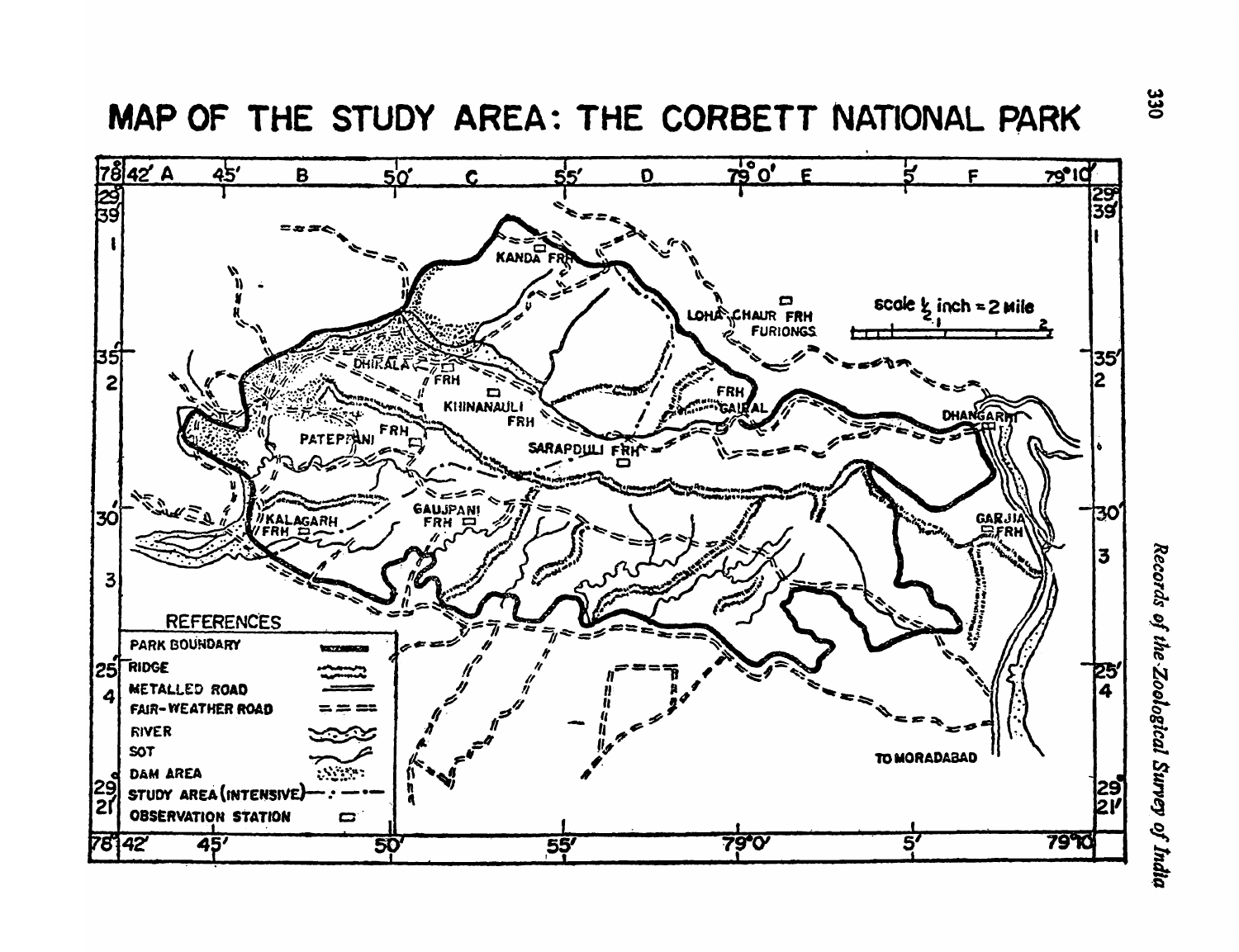# MAP OF THE STUDY AREA: THE CORBETT NATIONAL PARK

KANDA FRH

LOHA CHAUR FRH FURLONGS

scale ½ inch = 2 Mile

DHIKALA FRH

KHINANAULI FRH

FRH GAIRAL

DHANGARHI

PATEPANI FRH

SARAPDULI FRH

KALAGARH FRH

GAUJPANI FRH

GARJIA FRH

TO MORADABAD

REFERENCES

- PARK BOUNDARY
- RIDGE
- METALLED ROAD
- FAIR-WEATHER ROAD
- RIVER
- SOT
- DAM AREA
- STUDY AREA (INTENSIVE)
- OBSERVATION STATION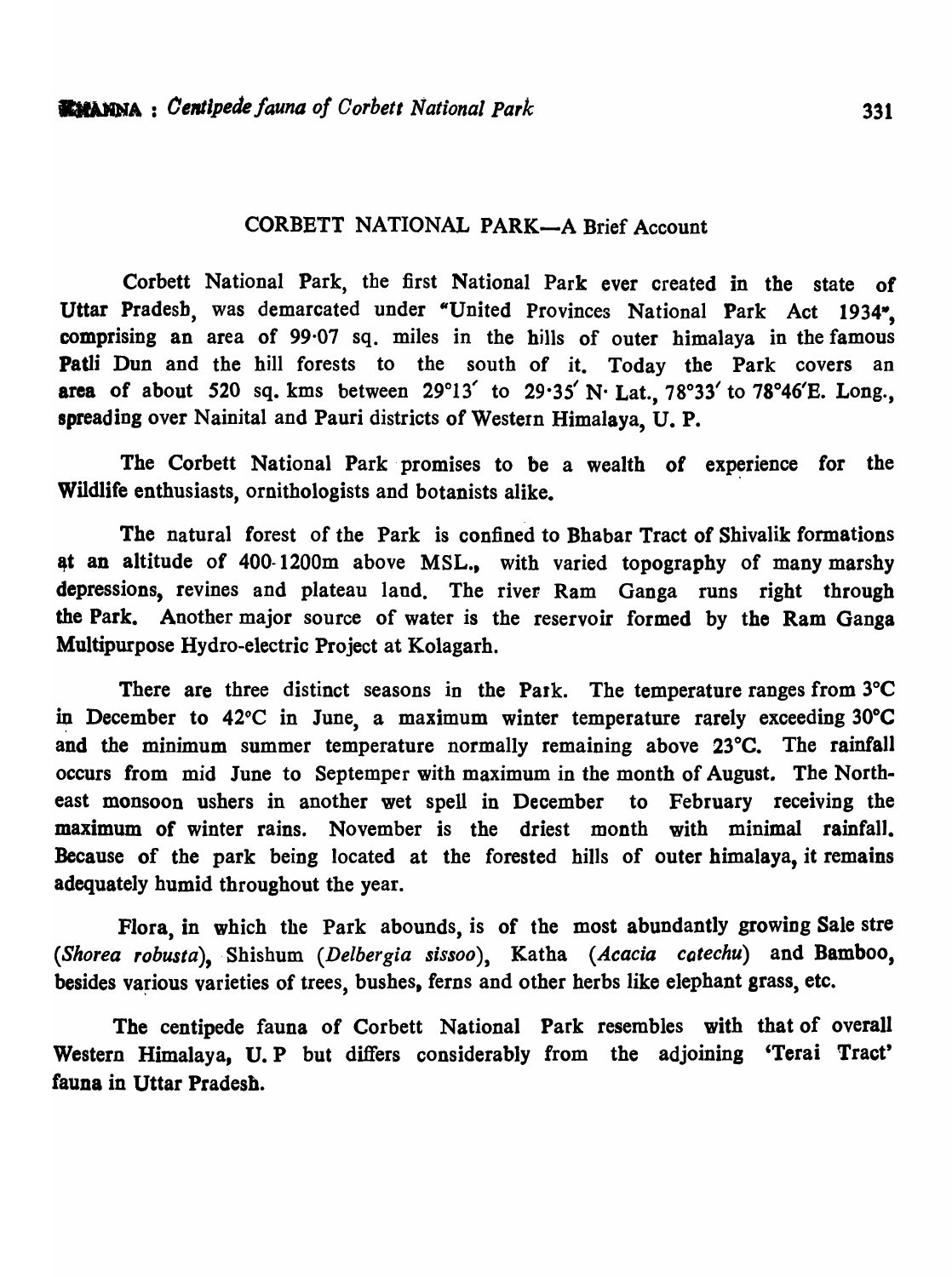## CORBETT NATIONAL PARK—A Brief Account

Corbett National Park, the first National Park ever created in the state of Uttar Pradesh, was demarcated under "United Provinces National Park Act 1934", comprising an area of 99·07 sq. miles in the hills of outer himalaya in the famous Patli Dun and the hill forests to the south of it. Today the Park covers an area of about 520 sq. kms between 29°13′ to 29·35′ N· Lat., 78°33′ to 78°46′E. Long., spreading over Nainital and Pauri districts of Western Himalaya, U. P.

The Corbett National Park promises to be a wealth of experience for the Wildlife enthusiasts, ornithologists and botanists alike.

The natural forest of the Park is confined to Bhabar Tract of Shivalik formations at an altitude of 400-1200m above MSL., with varied topography of many marshy depressions, revines and plateau land. The river Ram Ganga runs right through the Park. Another major source of water is the reservoir formed by the Ram Ganga Multipurpose Hydro-electric Project at Kolagarh.

There are three distinct seasons in the Park. The temperature ranges from 3°C in December to 42°C in June, a maximum winter temperature rarely exceeding 30°C and the minimum summer temperature normally remaining above 23°C. The rainfall occurs from mid June to Septemper with maximum in the month of August. The North-east monsoon ushers in another wet spell in December to February receiving the maximum of winter rains. November is the driest month with minimal rainfall. Because of the park being located at the forested hills of outer himalaya, it remains adequately humid throughout the year.

Flora, in which the Park abounds, is of the most abundantly growing Sale stre (*Shorea robusta*), Shishum (*Delbergia sissoo*), Katha (*Acacia catechu*) and Bamboo, besides various varieties of trees, bushes, ferns and other herbs like elephant grass, etc.

The centipede fauna of Corbett National Park resembles with that of overall Western Himalaya, U. P but differs considerably from the adjoining 'Terai Tract' fauna in Uttar Pradesh.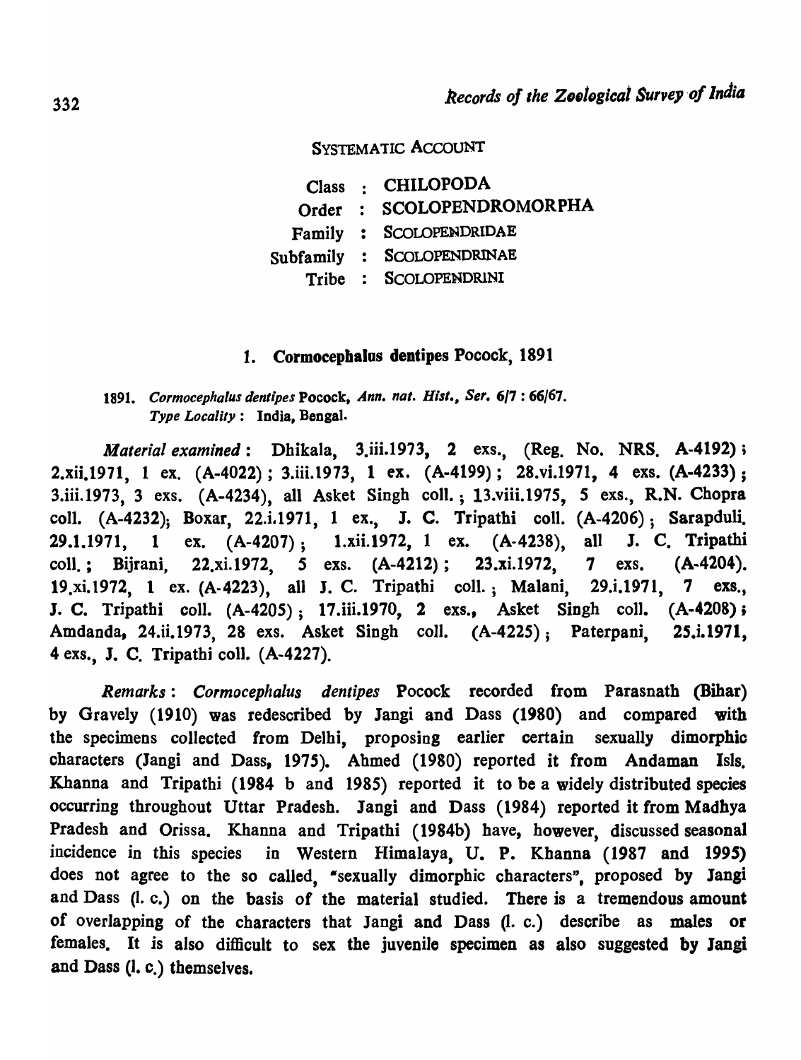## SYSTEMATIC ACCOUNT

Class : CHILOPODA

Order : SCOLOPENDROMORPHA

Family : SCOLOPENDRIDAE

Subfamily : SCOLOPENDRINAE

Tribe : SCOLOPENDRINI

### 1. Cormocephalus dentipes Pocock, 1891

1891. *Cormocephalus dentipes* Pocock, *Ann. nat. Hist., Ser.* 6/7 : 66/67.
*Type Locality* : India, Bengal.

*Material examined* : Dhikala, 3.iii.1973, 2 exs., (Reg. No. NRS. A-4192); 2.xii.1971, 1 ex. (A-4022); 3.iii.1973, 1 ex. (A-4199); 28.vi.1971, 4 exs. (A-4233); 3.iii.1973, 3 exs. (A-4234), all Asket Singh coll.; 13.viii.1975, 5 exs., R.N. Chopra coll. (A-4232); Boxar, 22.i.1971, 1 ex., J. C. Tripathi coll. (A-4206); Sarapduli. 29.1.1971, 1 ex. (A-4207); 1.xii.1972, 1 ex. (A-4238), all J. C. Tripathi coll.; Bijrani, 22.xi.1972, 5 exs. (A-4212); 23.xi.1972, 7 exs. (A-4204). 19.xi.1972, 1 ex. (A-4223), all J. C. Tripathi coll.; Malani, 29.i.1971, 7 exs., J. C. Tripathi coll. (A-4205); 17.iii.1970, 2 exs., Asket Singh coll. (A-4208); Amdanda, 24.ii.1973, 28 exs. Asket Singh coll. (A-4225); Paterpani, 25.i.1971, 4 exs., J. C. Tripathi coll. (A-4227).

*Remarks* : *Cormocephalus dentipes* Pocock recorded from Parasnath (Bihar) by Gravely (1910) was redescribed by Jangi and Dass (1980) and compared with the specimens collected from Delhi, proposing earlier certain sexually dimorphic characters (Jangi and Dass, 1975). Ahmed (1980) reported it from Andaman Isls. Khanna and Tripathi (1984 b and 1985) reported it to be a widely distributed species occurring throughout Uttar Pradesh. Jangi and Dass (1984) reported it from Madhya Pradesh and Orissa. Khanna and Tripathi (1984b) have, however, discussed seasonal incidence in this species in Western Himalaya, U. P. Khanna (1987 and 1995) does not agree to the so called, "sexually dimorphic characters", proposed by Jangi and Dass (l. c.) on the basis of the material studied. There is a tremendous amount of overlapping of the characters that Jangi and Dass (l. c.) describe as males or females. It is also difficult to sex the juvenile specimen as also suggested by Jangi and Dass (l. c.) themselves.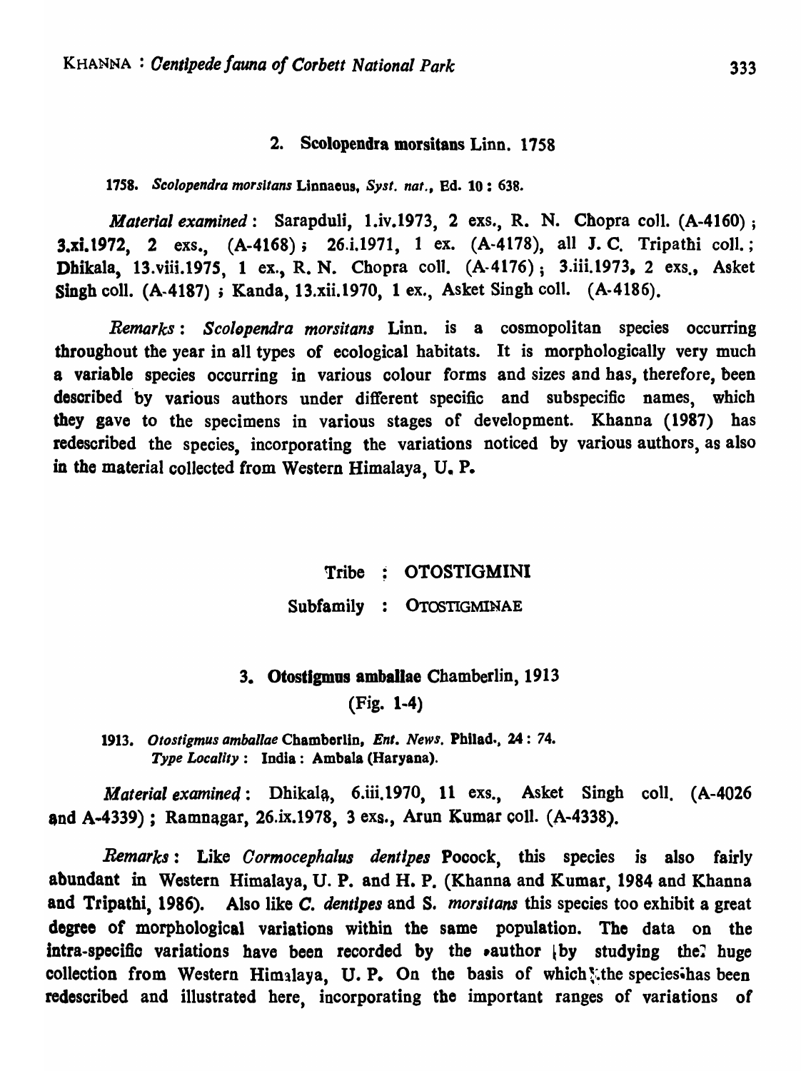### 2. Scolopendra morsitans Linn. 1758

1758. *Scolopendra morsitans* Linnaeus, *Syst. nat.*, Ed. 10 : 638.

*Material examined* : Sarapduli, 1.iv.1973, 2 exs., R. N. Chopra coll. (A-4160) ; 3.xi.1972, 2 exs., (A-4168) ; 26.i.1971, 1 ex. (A-4178), all J. C. Tripathi coll. ; Dhikala, 13.viii.1975, 1 ex., R. N. Chopra coll. (A-4176) ; 3.iii.1973, 2 exs., Asket Singh coll. (A-4187) ; Kanda, 13.xii.1970, 1 ex., Asket Singh coll. (A-4186).

*Remarks* : *Scolopendra morsitans* Linn. is a cosmopolitan species occurring throughout the year in all types of ecological habitats. It is morphologically very much a variable species occurring in various colour forms and sizes and has, therefore, been described by various authors under different specific and subspecific names, which they gave to the specimens in various stages of development. Khanna (1987) has redescribed the species, incorporating the variations noticed by various authors, as also in the material collected from Western Himalaya, U. P.

Tribe : OTOSTIGMINI

Subfamily : OTOSTIGMINAE

### 3. Otostigmus amballae Chamberlin, 1913

(Fig. 1-4)

1913. *Otostigmus amballae* Chamberlin, *Ent. News.* Philad., 24 : 74.
*Type Locality* : India : Ambala (Haryana).

*Material examined* : Dhikala, 6.iii.1970, 11 exs., Asket Singh coll. (A-4026 and A-4339) ; Ramnagar, 26.ix.1978, 3 exs., Arun Kumar coll. (A-4338).

*Remarks* : Like *Cormocephalus dentipes* Pocock, this species is also fairly abundant in Western Himalaya, U. P. and H. P. (Khanna and Kumar, 1984 and Khanna and Tripathi, 1986). Also like *C. dentipes* and *S. morsitans* this species too exhibit a great degree of morphological variations within the same population. The data on the intra-specific variations have been recorded by the author by studying the huge collection from Western Himalaya, U. P. On the basis of which the species has been redescribed and illustrated here, incorporating the important ranges of variations of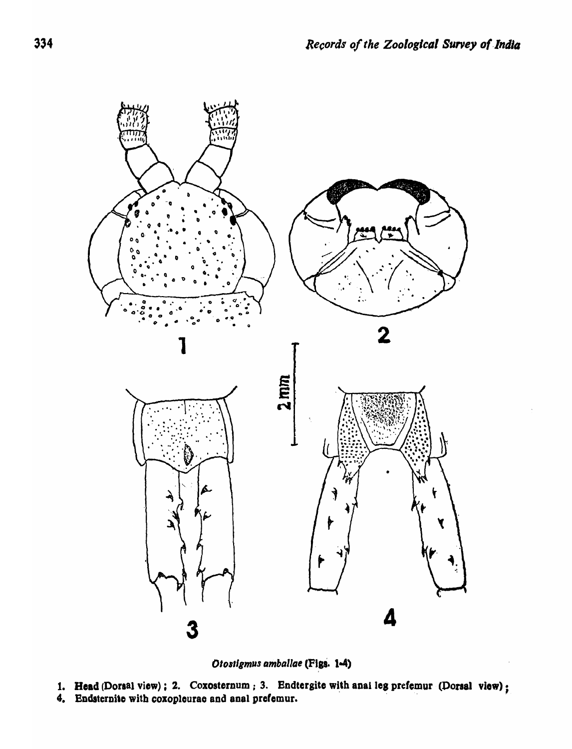*Otostigmus amballae* (Figs. 1-4)

1. **Head** (Dorsal view); 2. Coxosternum; 3. Endtergite with anal leg prefemur (Dorsal view); 4. Endsternite with coxopleurae and anal prefemur.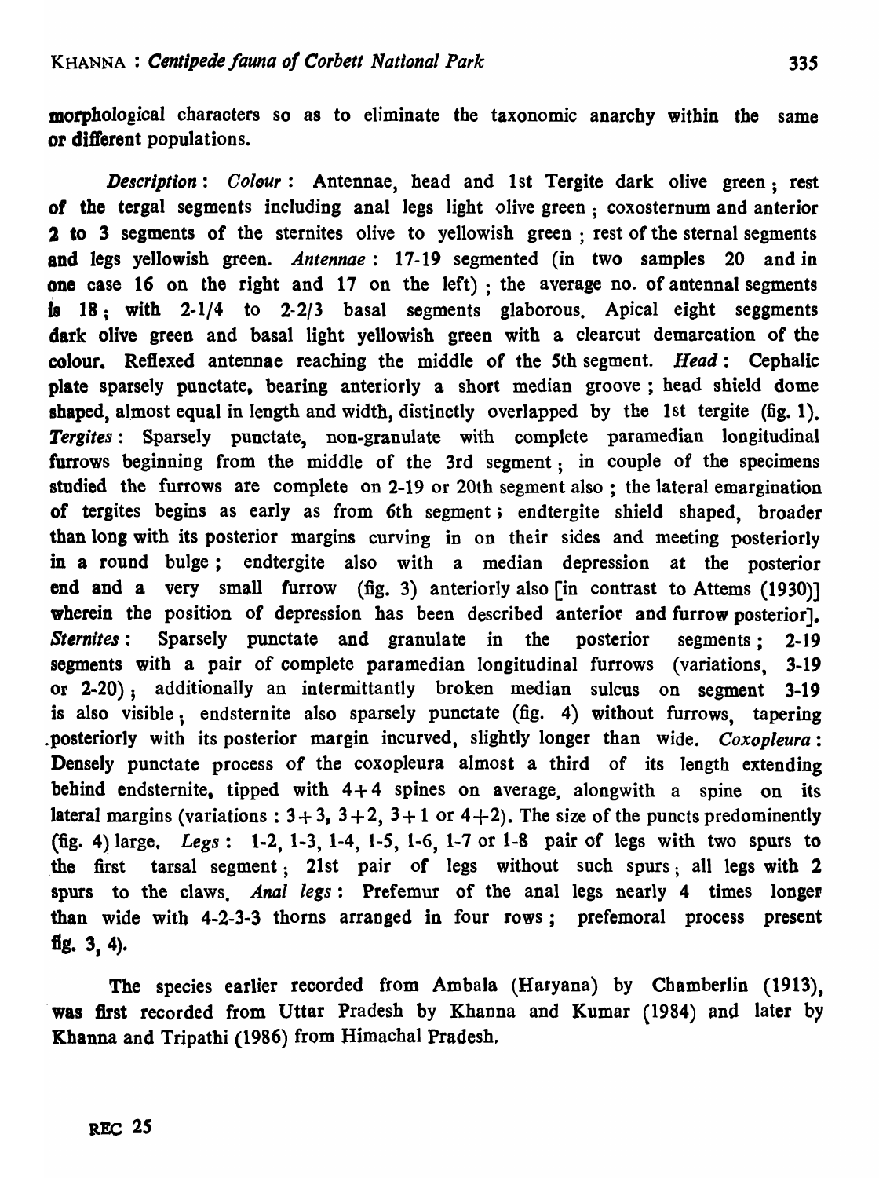morphological characters so as to eliminate the taxonomic anarchy within the same or different populations.

*Description*: *Colour*: Antennae, head and 1st Tergite dark olive green; rest of the tergal segments including anal legs light olive green; coxosternum and anterior 2 to 3 segments of the sternites olive to yellowish green; rest of the sternal segments and legs yellowish green. *Antennae*: 17-19 segmented (in two samples 20 and in one case 16 on the right and 17 on the left); the average no. of antennal segments is 18; with 2-1/4 to 2-2/3 basal segments glaborous. Apical eight seggments dark olive green and basal light yellowish green with a clearcut demarcation of the colour. Reflexed antennae reaching the middle of the 5th segment. *Head*: Cephalic plate sparsely punctate, bearing anteriorly a short median groove; head shield dome shaped, almost equal in length and width, distinctly overlapped by the 1st tergite (fig. 1). *Tergites*: Sparsely punctate, non-granulate with complete paramedian longitudinal furrows beginning from the middle of the 3rd segment; in couple of the specimens studied the furrows are complete on 2-19 or 20th segment also; the lateral emargination of tergites begins as early as from 6th segment; endtergite shield shaped, broader than long with its posterior margins curving in on their sides and meeting posteriorly in a round bulge; endtergite also with a median depression at the posterior end and a very small furrow (fig. 3) anteriorly also [in contrast to Attems (1930)] wherein the position of depression has been described anterior and furrow posterior]. *Sternites*: Sparsely punctate and granulate in the posterior segments; 2-19 segments with a pair of complete paramedian longitudinal furrows (variations, 3-19 or 2-20); additionally an intermittantly broken median sulcus on segment 3-19 is also visible; endsternite also sparsely punctate (fig. 4) without furrows, tapering posteriorly with its posterior margin incurved, slightly longer than wide. *Coxopleura*: Densely punctate process of the coxopleura almost a third of its length extending behind endsternite, tipped with 4+4 spines on average, alongwith a spine on its lateral margins (variations: 3+3, 3+2, 3+1 or 4+2). The size of the puncts predominently (fig. 4) large. *Legs*: 1-2, 1-3, 1-4, 1-5, 1-6, 1-7 or 1-8 pair of legs with two spurs to the first tarsal segment; 21st pair of legs without such spurs; all legs with 2 spurs to the claws. *Anal legs*: Prefemur of the anal legs nearly 4 times longer than wide with 4-2-3-3 thorns arranged in four rows; prefemoral process present fig. 3, 4).

The species earlier recorded from Ambala (Haryana) by Chamberlin (1913), was first recorded from Uttar Pradesh by Khanna and Kumar (1984) and later by Khanna and Tripathi (1986) from Himachal Pradesh.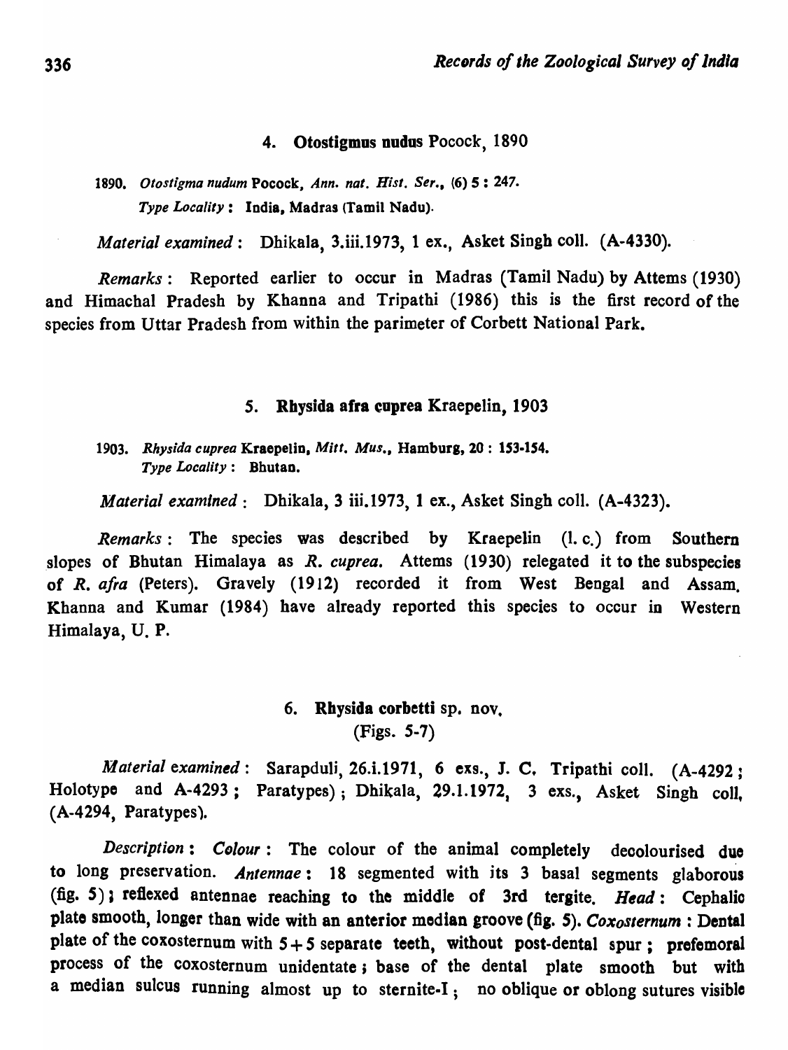### 4. Otostigmus nudus Pocock, 1890

1890. *Otostigma nudum* Pocock, *Ann. nat. Hist. Ser.*, (6) 5 : 247.
*Type Locality* : India, Madras (Tamil Nadu).

*Material examined* : Dhikala, 3.iii.1973, 1 ex., Asket Singh coll. (A-4330).

*Remarks* : Reported earlier to occur in Madras (Tamil Nadu) by Attems (1930) and Himachal Pradesh by Khanna and Tripathi (1986) this is the first record of the species from Uttar Pradesh from within the parimeter of Corbett National Park.

### 5. Rhysida afra cuprea Kraepelin, 1903

1903. *Rhysida cuprea* Kraepelin, *Mitt. Mus.*, Hamburg, 20 : 153-154.
*Type Locality* : Bhutan.

*Material examined* : Dhikala, 3 iii.1973, 1 ex., Asket Singh coll. (A-4323).

*Remarks* : The species was described by Kraepelin (l. c.) from Southern slopes of Bhutan Himalaya as *R. cuprea.* Attems (1930) relegated it to the subspecies of *R. afra* (Peters). Gravely (1912) recorded it from West Bengal and Assam. Khanna and Kumar (1984) have already reported this species to occur in Western Himalaya, U. P.

### 6. Rhysida corbetti sp. nov.
(Figs. 5-7)

*Material examined* : Sarapduli, 26.i.1971, 6 exs., J. C. Tripathi coll. (A-4292 ; Holotype and A-4293 ; Paratypes) ; Dhikala, 29.1.1972, 3 exs., Asket Singh coll, (A-4294, Paratypes).

*Description* : *Colour* : The colour of the animal completely decolourised due to long preservation. *Antennae* : 18 segmented with its 3 basal segments glaborous (fig. 5) ; reflexed antennae reaching to the middle of 3rd tergite. *Head* : Cephalic plate smooth, longer than wide with an anterior median groove (fig. 5). *Coxosternum* : Dental plate of the coxosternum with 5 + 5 separate teeth, without post-dental spur ; prefemoral process of the coxosternum unidentate ; base of the dental plate smooth but with a median sulcus running almost up to sternite-I ; no oblique or oblong sutures visible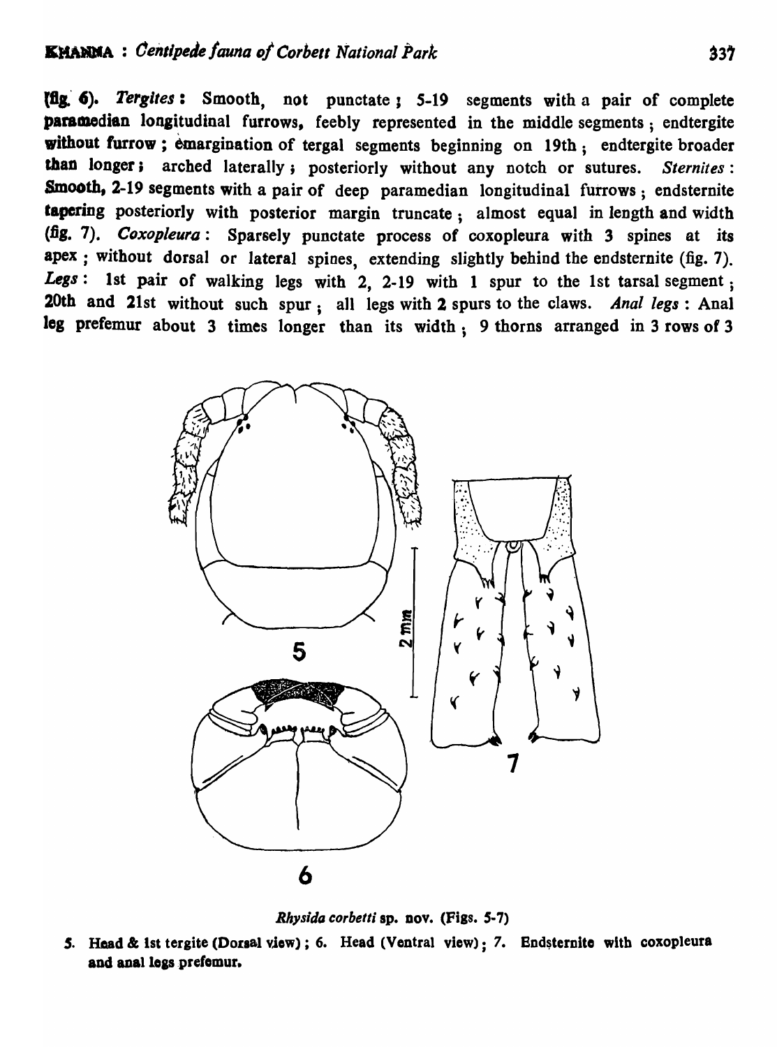(fig. 6). *Tergites*: Smooth, not punctate; 5-19 segments with a pair of complete paramedian longitudinal furrows, feebly represented in the middle segments; endtergite without furrow; emargination of tergal segments beginning on 19th; endtergite broader than longer; arched laterally; posteriorly without any notch or sutures. *Sternites*: Smooth, 2-19 segments with a pair of deep paramedian longitudinal furrows; endsternite tapering posteriorly with posterior margin truncate; almost equal in length and width (fig. 7). *Coxopleura*: Sparsely punctate process of coxopleura with 3 spines at its apex; without dorsal or lateral spines, extending slightly behind the endsternite (fig. 7). *Legs*: 1st pair of walking legs with 2, 2-19 with 1 spur to the 1st tarsal segment; 20th and 21st without such spur; all legs with 2 spurs to the claws. *Anal legs*: Anal leg prefemur about 3 times longer than its width; 9 thorns arranged in 3 rows of 3

*Rhysida corbetti* sp. nov. (Figs. 5-7)

5. Head & 1st tergite (Dorsal view); 6. Head (Ventral view); 7. Endsternite with coxopleura and anal legs prefemur.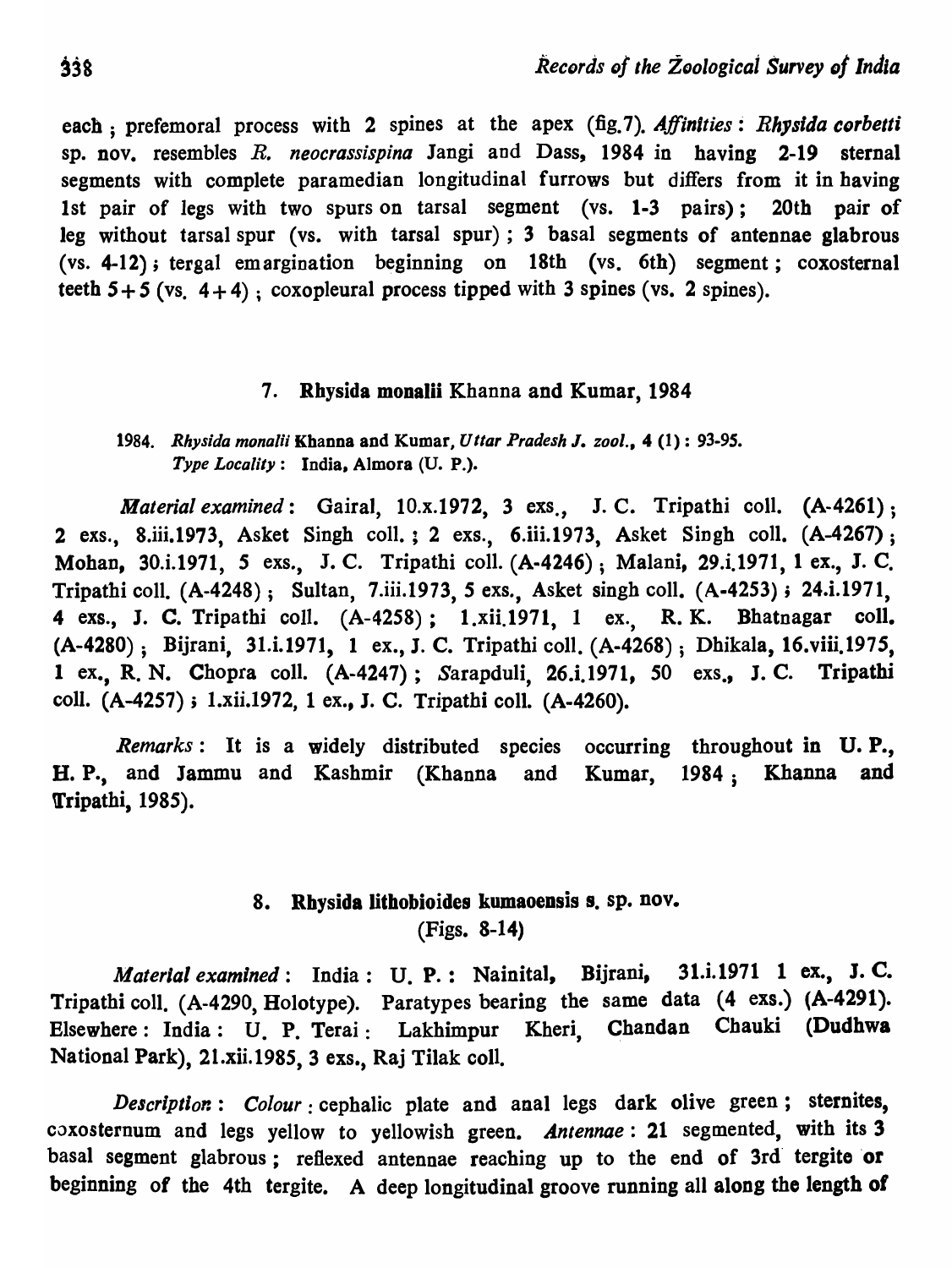each ; prefemoral process with 2 spines at the apex (fig.7). *Affinities* : *Rhysida corbetti* sp. nov. resembles *R. neocrassispina* Jangi and Dass, 1984 in having 2-19 sternal segments with complete paramedian longitudinal furrows but differs from it in having 1st pair of legs with two spurs on tarsal segment (vs. 1-3 pairs); 20th pair of leg without tarsal spur (vs. with tarsal spur) ; 3 basal segments of antennae glabrous (vs. 4-12) ; tergal emargination beginning on 18th (vs. 6th) segment ; coxosternal teeth 5+5 (vs. 4+4) ; coxopleural process tipped with 3 spines (vs. 2 spines).

### 7. Rhysida monalii Khanna and Kumar, 1984

1984. *Rhysida monalii* Khanna and Kumar, *Uttar Pradesh J. zool.*, 4 (1) : 93-95.
*Type Locality* : India, Almora (U. P.).

*Material examined* : Gairal, 10.x.1972, 3 exs., J. C. Tripathi coll. (A-4261) ; 2 exs., 8.iii.1973, Asket Singh coll. ; 2 exs., 6.iii.1973, Asket Singh coll. (A-4267) ; Mohan, 30.i.1971, 5 exs., J. C. Tripathi coll. (A-4246) ; Malani, 29.i.1971, 1 ex., J. C. Tripathi coll. (A-4248) ; Sultan, 7.iii.1973, 5 exs., Asket singh coll. (A-4253) ; 24.i.1971, 4 exs., J. C. Tripathi coll. (A-4258) ; 1.xii.1971, 1 ex., R. K. Bhatnagar coll. (A-4280) ; Bijrani, 31.i.1971, 1 ex., J. C. Tripathi coll. (A-4268) ; Dhikala, 16.viii.1975, 1 ex., R. N. Chopra coll. (A-4247) ; Sarapduli, 26.i.1971, 50 exs., J. C. Tripathi coll. (A-4257) ; 1.xii.1972, 1 ex., J. C. Tripathi coll. (A-4260).

*Remarks* : It is a widely distributed species occurring throughout in U. P., H. P., and Jammu and Kashmir (Khanna and Kumar, 1984 ; Khanna and Tripathi, 1985).

### 8. Rhysida lithobioides kumaoensis s. sp. nov.
(Figs. 8-14)

*Material examined* : India : U. P. : Nainital, Bijrani, 31.i.1971 1 ex., J. C. Tripathi coll. (A-4290, Holotype). Paratypes bearing the same data (4 exs.) (A-4291). Elsewhere : India : U. P. Terai : Lakhimpur Kheri, Chandan Chauki (Dudhwa National Park), 21.xii.1985, 3 exs., Raj Tilak coll.

*Description* : *Colour* : cephalic plate and anal legs dark olive green ; sternites, coxosternum and legs yellow to yellowish green. *Antennae* : 21 segmented, with its 3 basal segment glabrous ; reflexed antennae reaching up to the end of 3rd tergite or beginning of the 4th tergite. A deep longitudinal groove running all along the length of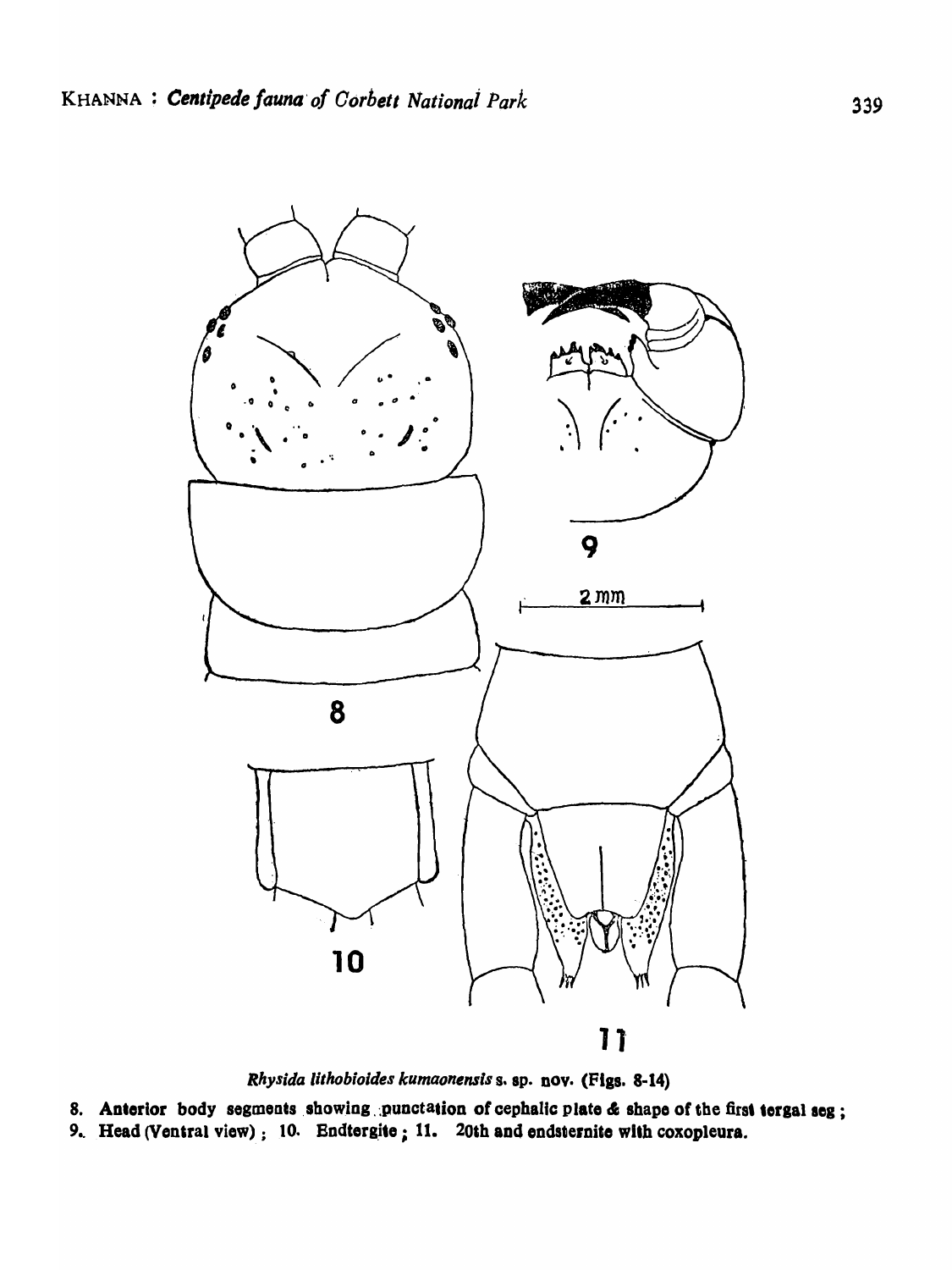*Rhysida lithobioides kumaonensis* s. sp. nov. (Figs. 8-14)

8. Anterior body segments showing punctation of cephalic plate & shape of the first tergal seg ;
9. Head (Ventral view) ; 10. Endtergite ; 11. 20th and endsternite with coxopleura.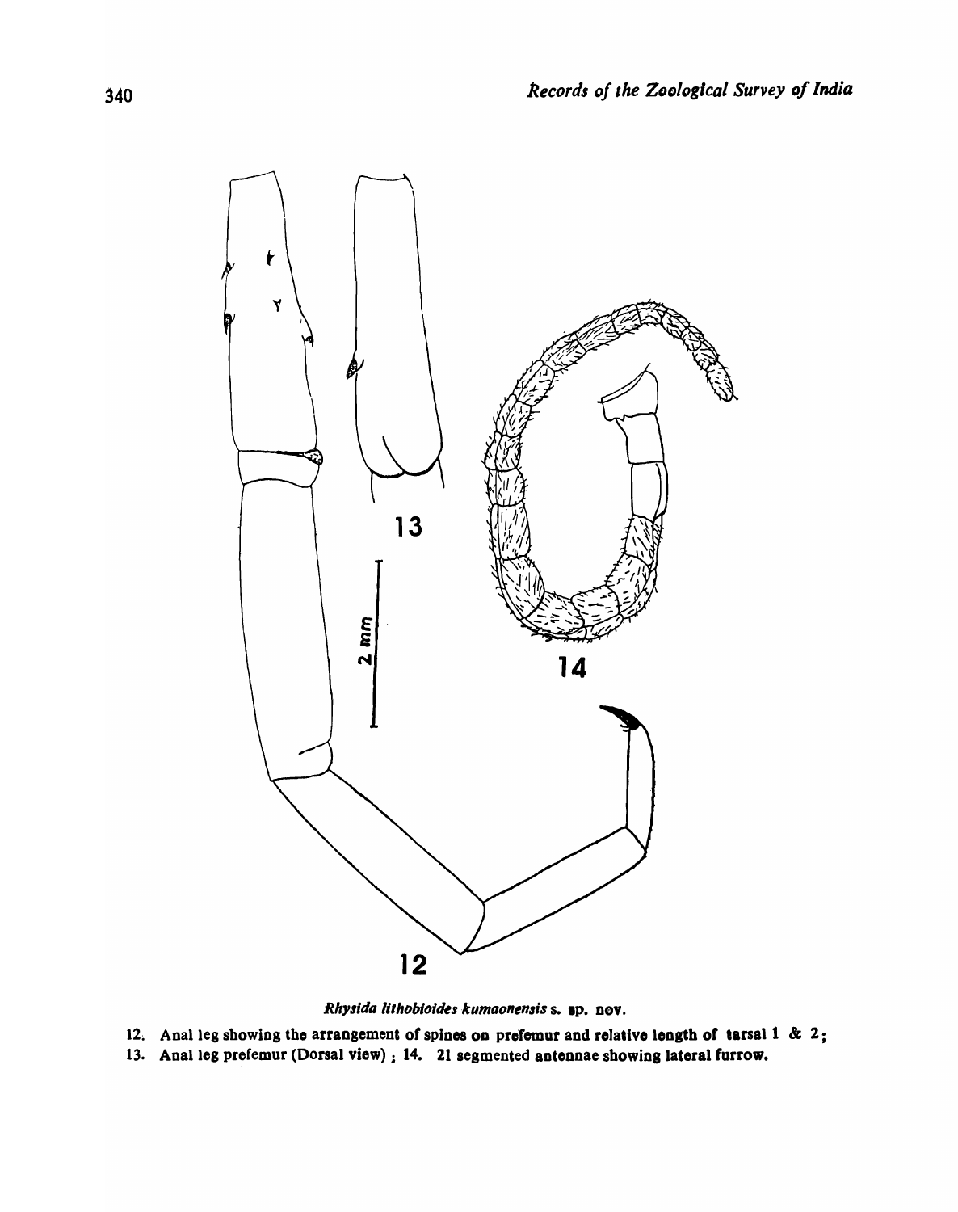*Rhysida lithobioides kumaonensis* s. sp. nov.

12. Anal leg showing the arrangement of spines on prefemur and relative length of tarsal 1 & 2;
13. Anal leg prefemur (Dorsal view) ; 14. 21 segmented antennae showing lateral furrow.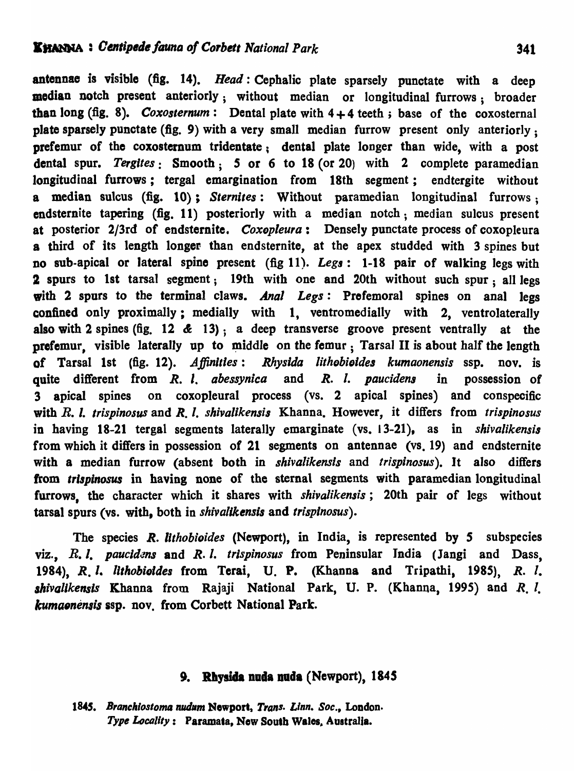antennae is visible (fig. 14). *Head* : Cephalic plate sparsely punctate with a deep median notch present anteriorly ; without median or longitudinal furrows ; broader than long (fig. 8). *Coxosternum* : Dental plate with 4+4 teeth ; base of the coxosternal plate sparsely punctate (fig. 9) with a very small median furrow present only anteriorly ; prefemur of the coxosternum tridentate ; dental plate longer than wide, with a post dental spur. *Tergites* : Smooth ; 5 or 6 to 18 (or 20) with 2 complete paramedian longitudinal furrows ; tergal emargination from 18th segment ; endtergite without a median sulcus (fig. 10) ; *Sternites* : Without paramedian longitudinal furrows ; endsternite tapering (fig. 11) posteriorly with a median notch ; median sulcus present at posterior 2/3rd of endsternite. *Coxopleura* : Densely punctate process of coxopleura a third of its length longer than endsternite, at the apex studded with 3 spines but no sub-apical or lateral spine present (fig 11). *Legs* : 1-18 pair of walking legs with 2 spurs to 1st tarsal segment ; 19th with one and 20th without such spur ; all legs with 2 spurs to the terminal claws. *Anal Legs* : Prefemoral spines on anal legs confined only proximally ; medially with 1, ventromedially with 2, ventrolaterally also with 2 spines (fig. 12 & 13) ; a deep transverse groove present ventrally at the prefemur, visible laterally up to middle on the femur ; Tarsal II is about half the length of Tarsal 1st (fig. 12). *Affinities* : *Rhysida lithobioides kumaonensis* ssp. nov. is quite different from *R. l. abessynica* and *R. l. paucidens* in possession of 3 apical spines on coxopleural process (vs. 2 apical spines) and conspecific with *R. l. trispinosus* and *R. l. shivalikensis* Khanna. However, it differs from *trispinosus* in having 18-21 tergal segments laterally emarginate (vs. 13-21), as in *shivalikensis* from which it differs in possession of 21 segments on antennae (vs. 19) and endsternite with a median furrow (absent both in *shivalikensis* and *trispinosus*). It also differs from *trispinosus* in having none of the sternal segments with paramedian longitudinal furrows, the character which it shares with *shivalikensis* ; 20th pair of legs without tarsal spurs (vs. with, both in *shivalikensis* and *trispinosus*).

The species *R. lithobioides* (Newport), in India, is represented by 5 subspecies viz., *R. l. paucidens* and *R. l. trispinosus* from Peninsular India (Jangi and Dass, 1984), *R. l. lithobioides* from Terai, U. P. (Khanna and Tripathi, 1985), *R. l. shivalikensis* Khanna from Rajaji National Park, U. P. (Khanna, 1995) and *R. l. kumaonensis* ssp. nov. from Corbett National Park.

## 9. Rhysida nuda nuda (Newport), 1845

1845. *Branchiostoma nudum* Newport, *Trans. Linn. Soc.*, London.
*Type Locality* : Paramata, New South Wales, Australia.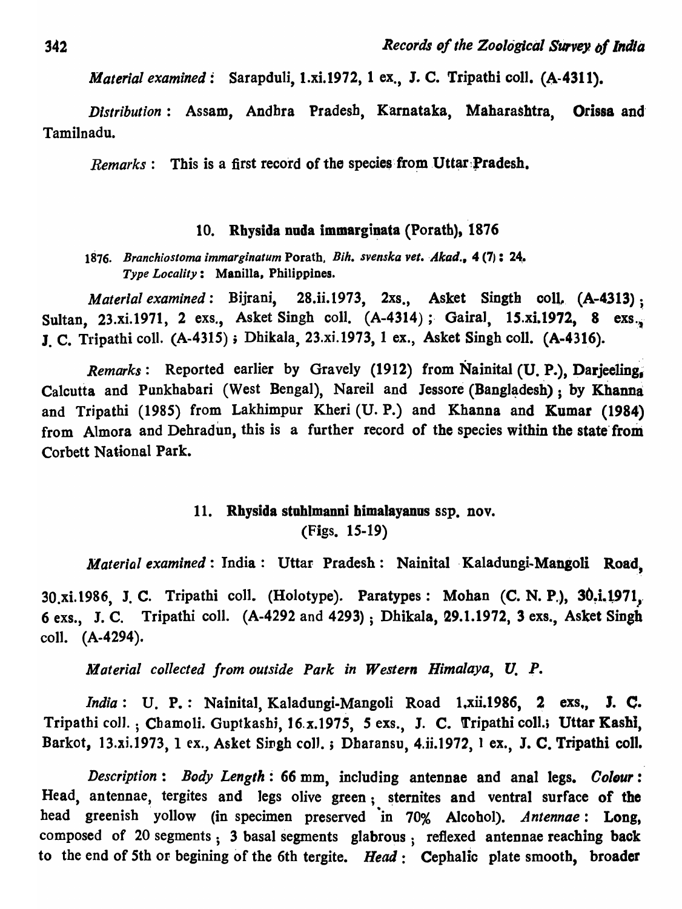*Material examined*: Sarapduli, 1.xi.1972, 1 ex., J. C. Tripathi coll. (A-4311).

*Distribution*: Assam, Andhra Pradesh, Karnataka, Maharashtra, Orissa and Tamilnadu.

*Remarks*: This is a first record of the species from Uttar Pradesh.

### 10. Rhysida nuda immarginata (Porath), 1876

1876. *Branchiostoma immarginatum* Porath, *Bih. svenska vet. Akad.*, 4 (7) : 24.
*Type Locality*: Manilla, Philippines.

*Material examined*: Bijrani, 28.ii.1973, 2xs., Asket Singth coll. (A-4313); Sultan, 23.xi.1971, 2 exs., Asket Singh coll. (A-4314); Gairal, 15.xi.1972, 8 exs., J. C. Tripathi coll. (A-4315); Dhikala, 23.xi.1973, 1 ex., Asket Singh coll. (A-4316).

*Remarks*: Reported earlier by Gravely (1912) from Nainital (U. P.), Darjeeling, Calcutta and Punkhabari (West Bengal), Nareil and Jessore (Bangladesh); by Khanna and Tripathi (1985) from Lakhimpur Kheri (U. P.) and Khanna and Kumar (1984) from Almora and Dehradun, this is a further record of the species within the state from Corbett National Park.

### 11. Rhysida stuhlmanni himalayanus ssp. nov.
(Figs. 15-19)

*Material examined*: India: Uttar Pradesh: Nainital Kaladungi-Mangoli Road, 30.xi.1986, J. C. Tripathi coll. (Holotype). Paratypes: Mohan (C. N. P.), 30.i.1971, 6 exs., J. C. Tripathi coll. (A-4292 and 4293); Dhikala, 29.1.1972, 3 exs., Asket Singh coll. (A-4294).

*Material collected from outside Park in Western Himalaya, U. P.*

*India*: U. P.: Nainital, Kaladungi-Mangoli Road 1.xii.1986, 2 exs., J. C. Tripathi coll.; Chamoli. Guptkashi, 16.x.1975, 5 exs., J. C. Tripathi coll.; Uttar Kashi, Barkot, 13.xi.1973, 1 ex., Asket Singh coll.; Dharansu, 4.ii.1972, 1 ex., J. C. Tripathi coll.

*Description*: *Body Length*: 66 mm, including antennae and anal legs. *Colour*: Head, antennae, tergites and legs olive green; sternites and ventral surface of the head greenish yollow (in specimen preserved in 70% Alcohol). *Antennae*: Long, composed of 20 segments; 3 basal segments glabrous; reflexed antennae reaching back to the end of 5th or begining of the 6th tergite. *Head*: Cephalic plate smooth, broader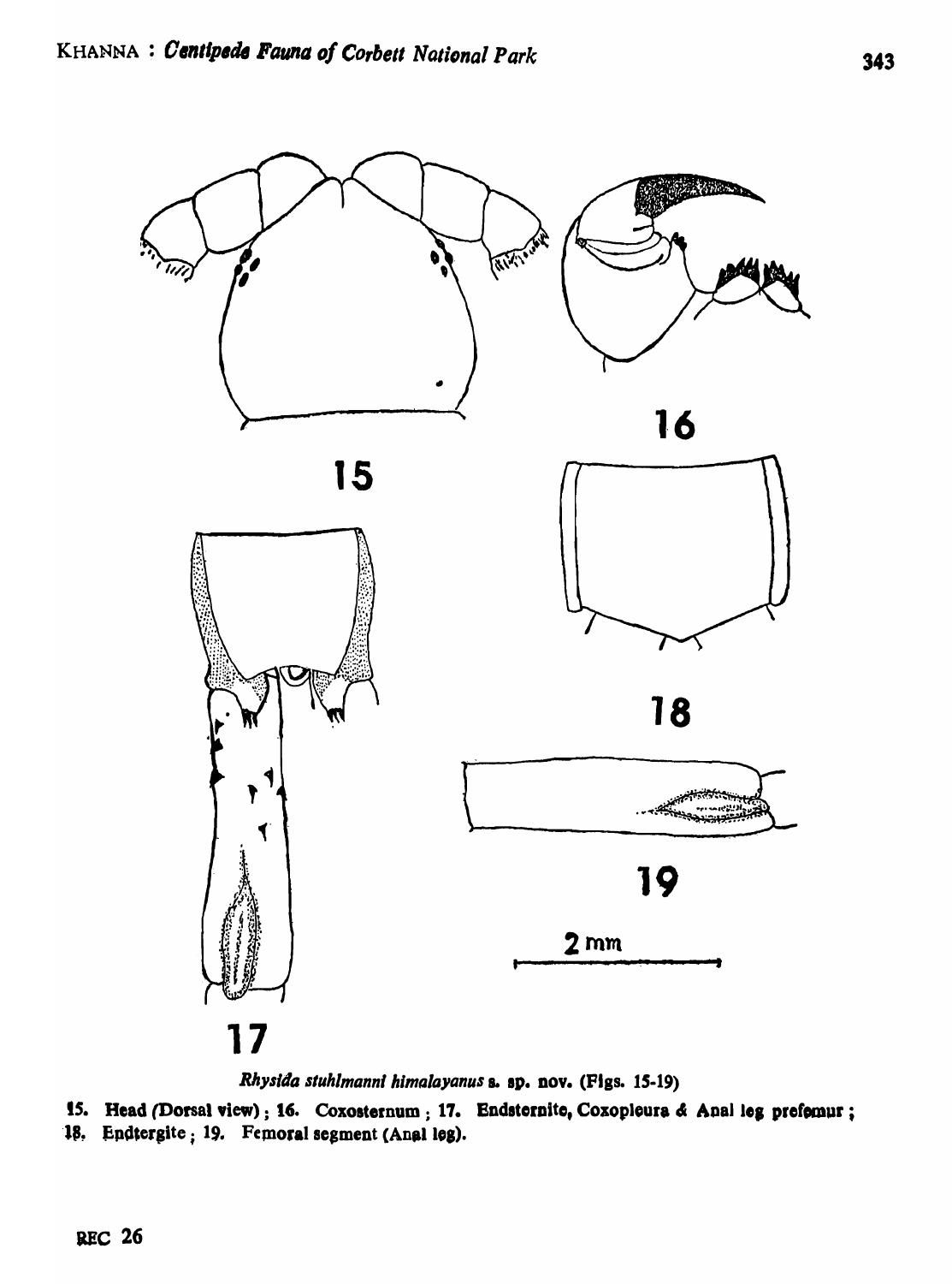*Rhysida stuhlmanni himalayanus* s. sp. nov. (Figs. 15-19)

**15. Head (Dorsal view); 16. Coxosternum; 17. Endsternite, Coxopleura & Anal leg prefemur; 18. Endtergite; 19. Femoral segment (Anal leg).**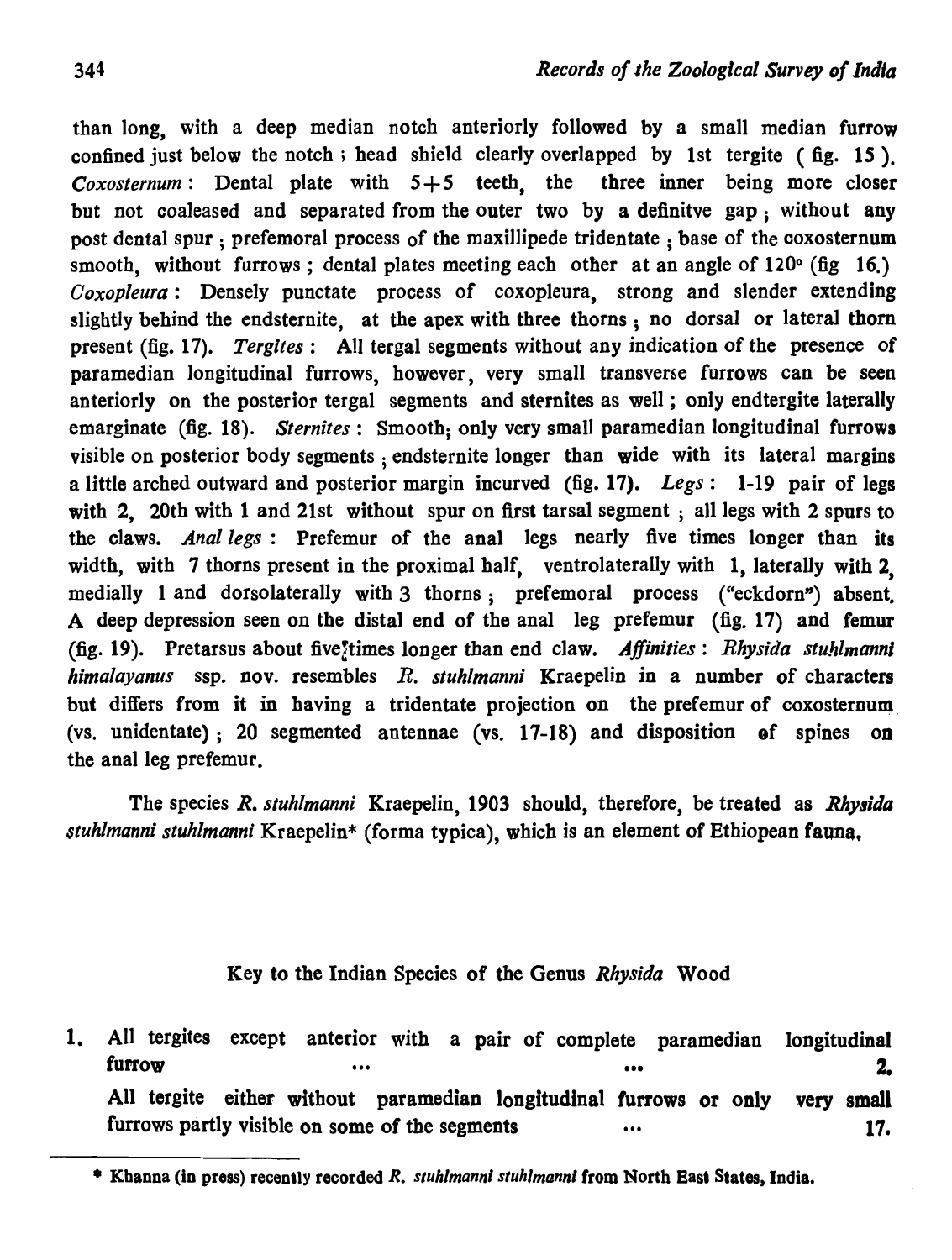than long, with a deep median notch anteriorly followed by a small median furrow confined just below the notch ; head shield clearly overlapped by 1st tergite ( fig. 15 ). *Coxosternum* : Dental plate with 5+5 teeth, the three inner being more closer but not coaleased and separated from the outer two by a definitve gap ; without any post dental spur ; prefemoral process of the maxillipede tridentate ; base of the coxosternum smooth, without furrows ; dental plates meeting each other at an angle of 120° (fig 16.) *Coxopleura* : Densely punctate process of coxopleura, strong and slender extending slightly behind the endsternite, at the apex with three thorns ; no dorsal or lateral thorn present (fig. 17). *Tergites* : All tergal segments without any indication of the presence of paramedian longitudinal furrows, however, very small transverse furrows can be seen anteriorly on the posterior tergal segments and sternites as well ; only endtergite laterally emarginate (fig. 18). *Sternites* : Smooth; only very small paramedian longitudinal furrows visible on posterior body segments ; endsternite longer than wide with its lateral margins a little arched outward and posterior margin incurved (fig. 17). *Legs* : 1-19 pair of legs with 2, 20th with 1 and 21st without spur on first tarsal segment ; all legs with 2 spurs to the claws. *Anal legs* : Prefemur of the anal legs nearly five times longer than its width, with 7 thorns present in the proximal half, ventrolaterally with 1, laterally with 2, medially 1 and dorsolaterally with 3 thorns ; prefemoral process ("eckdorn") absent. A deep depression seen on the distal end of the anal leg prefemur (fig. 17) and femur (fig. 19). Pretarsus about five times longer than end claw. *Affinities* : *Rhysida stuhlmanni himalayanus* ssp. nov. resembles *R. stuhlmanni* Kraepelin in a number of characters but differs from it in having a tridentate projection on the prefemur of coxosternum (vs. unidentate) ; 20 segmented antennae (vs. 17-18) and disposition of spines on the anal leg prefemur.

The species *R. stuhlmanni* Kraepelin, 1903 should, therefore, be treated as *Rhysida stuhlmanni stuhlmanni* Kraepelin* (forma typica), which is an element of Ethiopean fauna.

## Key to the Indian Species of the Genus *Rhysida* Wood

1. All tergites except anterior with a pair of complete paramedian longitudinal furrow ... ... **2.**

   All tergite either without paramedian longitudinal furrows or only very small furrows partly visible on some of the segments ... **17.**

---

* Khanna (in press) recently recorded *R. stuhlmanni stuhlmanni* from North East States, India.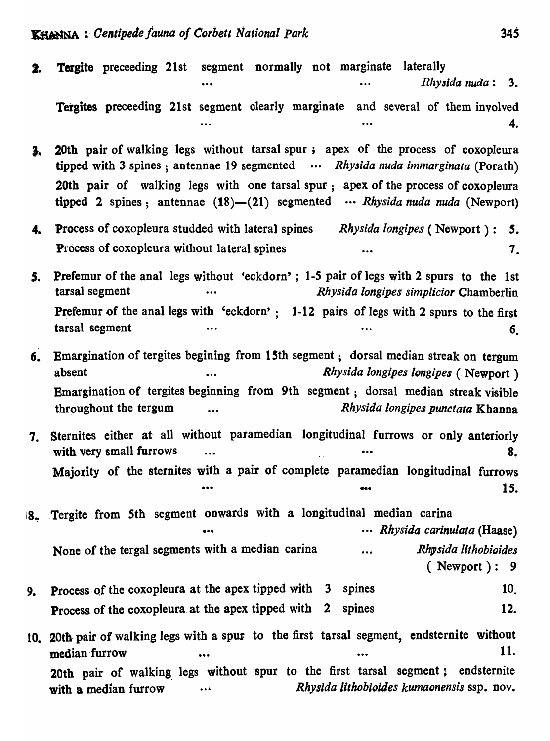2. Tergite preceeding 21st segment normally not marginate laterally ... ... *Rhysida nuda*: 3.

Tergites preceeding 21st segment clearly marginate and several of them involved ... ... 4.

3. 20th pair of walking legs without tarsal spur; apex of the process of coxopleura tipped with 3 spines; antennae 19 segmented ... *Rhysida nuda immarginata* (Porath)

20th pair of walking legs with one tarsal spur; apex of the process of coxopleura tipped 2 spines; antennae (18)—(21) segmented ... *Rhysida nuda nuda* (Newport)

4. Process of coxopleura studded with lateral spines *Rhysida longipes* (Newport): 5.

Process of coxopleura without lateral spines ... 7.

5. Prefemur of the anal legs without 'eckdorn'; 1-5 pair of legs with 2 spurs to the 1st tarsal segment ... *Rhysida longipes simplicior* Chamberlin

Prefemur of the anal legs with 'eckdorn'; 1-12 pairs of legs with 2 spurs to the first tarsal segment ... ... 6.

6. Emargination of tergites begining from 15th segment; dorsal median streak on tergum absent ... *Rhysida longipes longipes* (Newport)

Emargination of tergites beginning from 9th segment; dorsal median streak visible throughout the tergum ... *Rhysida longipes punctata* Khanna

7. Sternites either at all without paramedian longitudinal furrows or only anteriorly with very small furrows ... ... 8.

Majority of the sternites with a pair of complete paramedian longitudinal furrows ... ... 15.

8. Tergite from 5th segment onwards with a longitudinal median carina ... ... *Rhysida carinulata* (Haase)

None of the tergal segments with a median carina ... *Rhysida lithobioides* (Newport): 9

9. Process of the coxopleura at the apex tipped with 3 spines 10.

Process of the coxopleura at the apex tipped with 2 spines 12.

10. 20th pair of walking legs with a spur to the first tarsal segment, endsternite without median furrow ... ... 11.

20th pair of walking legs without spur to the first tarsal segment; endsternite with a median furrow ... *Rhysida lithobioides kumaonensis* ssp. nov.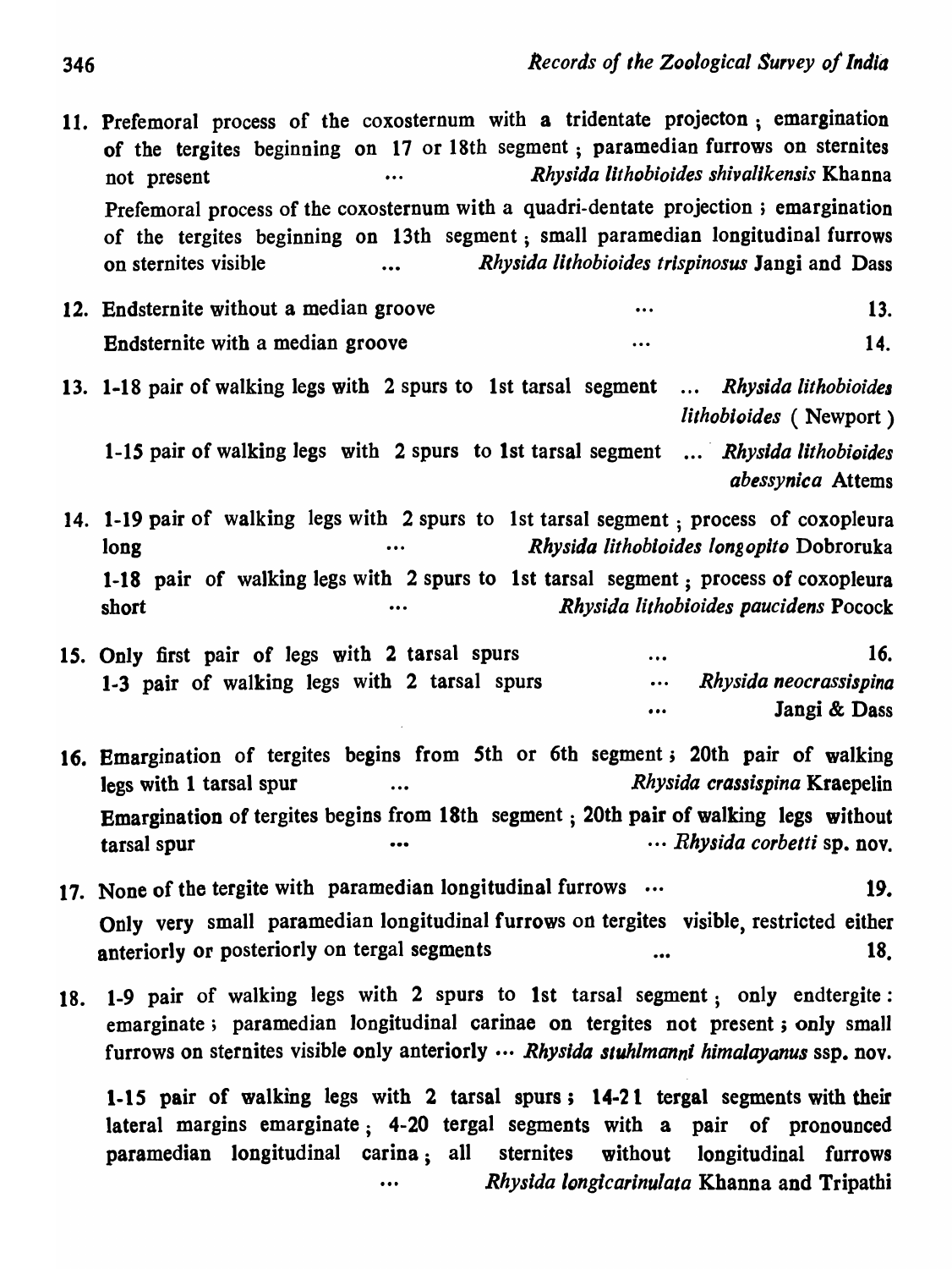11. Prefemoral process of the coxosternum with a tridentate projecton ; emargination of the tergites beginning on 17 or 18th segment ; paramedian furrows on sternites not present ... *Rhysida lithobioides shivalikensis* Khanna

    Prefemoral process of the coxosternum with a quadri-dentate projection ; emargination of the tergites beginning on 13th segment ; small paramedian longitudinal furrows on sternites visible ... *Rhysida lithobioides trispinosus* Jangi and Dass

12. Endsternite without a median groove ... 13.

    Endsternite with a median groove ... 14.

13. 1-18 pair of walking legs with 2 spurs to 1st tarsal segment ... *Rhysida lithobioides lithobioides* ( Newport )

    1-15 pair of walking legs with 2 spurs to 1st tarsal segment ... *Rhysida lithobioides abessynica* Attems

14. 1-19 pair of walking legs with 2 spurs to 1st tarsal segment ; process of coxopleura long ... *Rhysida lithobioides longopito* Dobroruka

    1-18 pair of walking legs with 2 spurs to 1st tarsal segment ; process of coxopleura short ... *Rhysida lithobioides paucidens* Pocock

15. Only first pair of legs with 2 tarsal spurs ... 16.

    1-3 pair of walking legs with 2 tarsal spurs ... *Rhysida neocrassispina* ... Jangi & Dass

16. Emargination of tergites begins from 5th or 6th segment ; 20th pair of walking legs with 1 tarsal spur ... *Rhysida crassispina* Kraepelin

    Emargination of tergites begins from 18th segment ; 20th pair of walking legs without tarsal spur ... ... *Rhysida corbetti* **sp. nov.**

17. None of the tergite with paramedian longitudinal furrows ... 19.

    Only very small paramedian longitudinal furrows on tergites visible, restricted either anteriorly or posteriorly on tergal segments ... 18.

18. 1-9 pair of walking legs with 2 spurs to 1st tarsal segment ; only endtergite : emarginate ; paramedian longitudinal carinae on tergites not present ; only small furrows on sternites visible only anteriorly ... ***Rhysida stuhlmanni himalayanus* ssp. nov.**

    **1-15 pair of walking legs with 2 tarsal spurs ; 14-21 tergal segments with their lateral margins emarginate ; 4-20 tergal segments with a pair of pronounced paramedian longitudinal carina ; all sternites without longitudinal furrows** ... *Rhysida longicarinulata* Khanna and Tripathi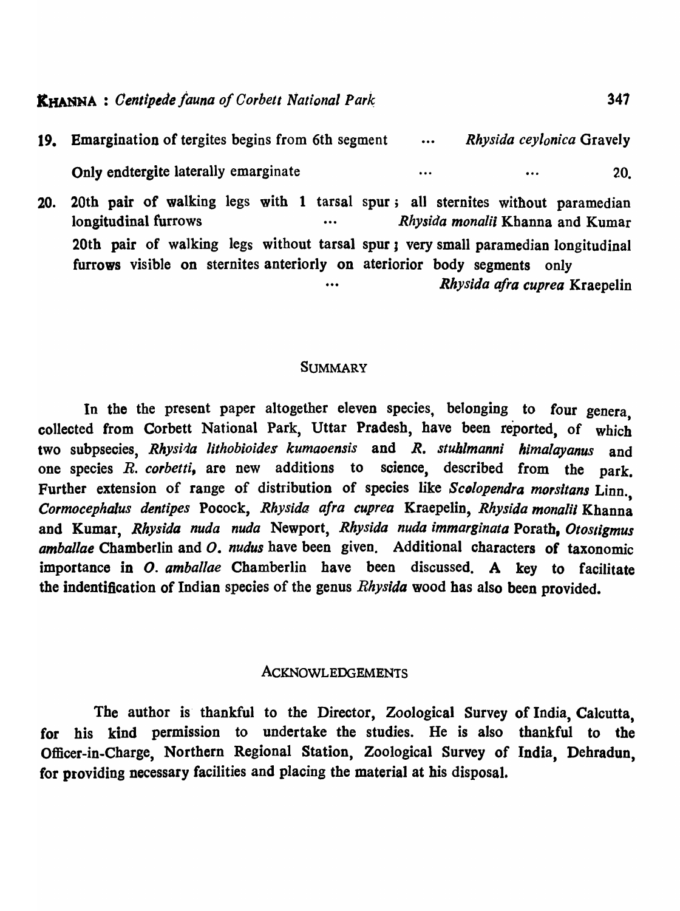19. Emargination of tergites begins from 6th segment ... *Rhysida ceylonica* Gravely

    Only endtergite laterally emarginate ... ... 20.

20. 20th pair of walking legs with 1 tarsal spur ; all sternites without paramedian longitudinal furrows ... *Rhysida monalii* Khanna and Kumar

    20th pair of walking legs without tarsal spur ; very small paramedian longitudinal furrows visible on sternites anteriorly on ateriorior body segments only ... *Rhysida afra cuprea* Kraepelin

## SUMMARY

In the the present paper altogether eleven species, belonging to four genera, collected from Corbett National Park, Uttar Pradesh, have been reported, of which two subpsecies, *Rhysida lithobioides kumaoensis* and *R. stuhlmanni himalayanus* and one species *R. corbetti*, are new additions to science, described from the park. Further extension of range of distribution of species like *Scolopendra morsitans* Linn., *Cormocephalus dentipes* Pocock, *Rhysida afra cuprea* Kraepelin, *Rhysida monalii* Khanna and Kumar, *Rhysida nuda nuda* Newport, *Rhysida nuda immarginata* Porath, *Otostigmus amballae* Chamberlin and *O. nudus* have been given. Additional characters of taxonomic importance in *O. amballae* Chamberlin have been discussed. A key to facilitate the indentification of Indian species of the genus *Rhysida* wood has also been provided.

## ACKNOWLEDGEMENTS

The author is thankful to the Director, Zoological Survey of India, Calcutta, for his kind permission to undertake the studies. He is also thankful to the Officer-in-Charge, Northern Regional Station, Zoological Survey of India, Dehradun, for providing necessary facilities and placing the material at his disposal.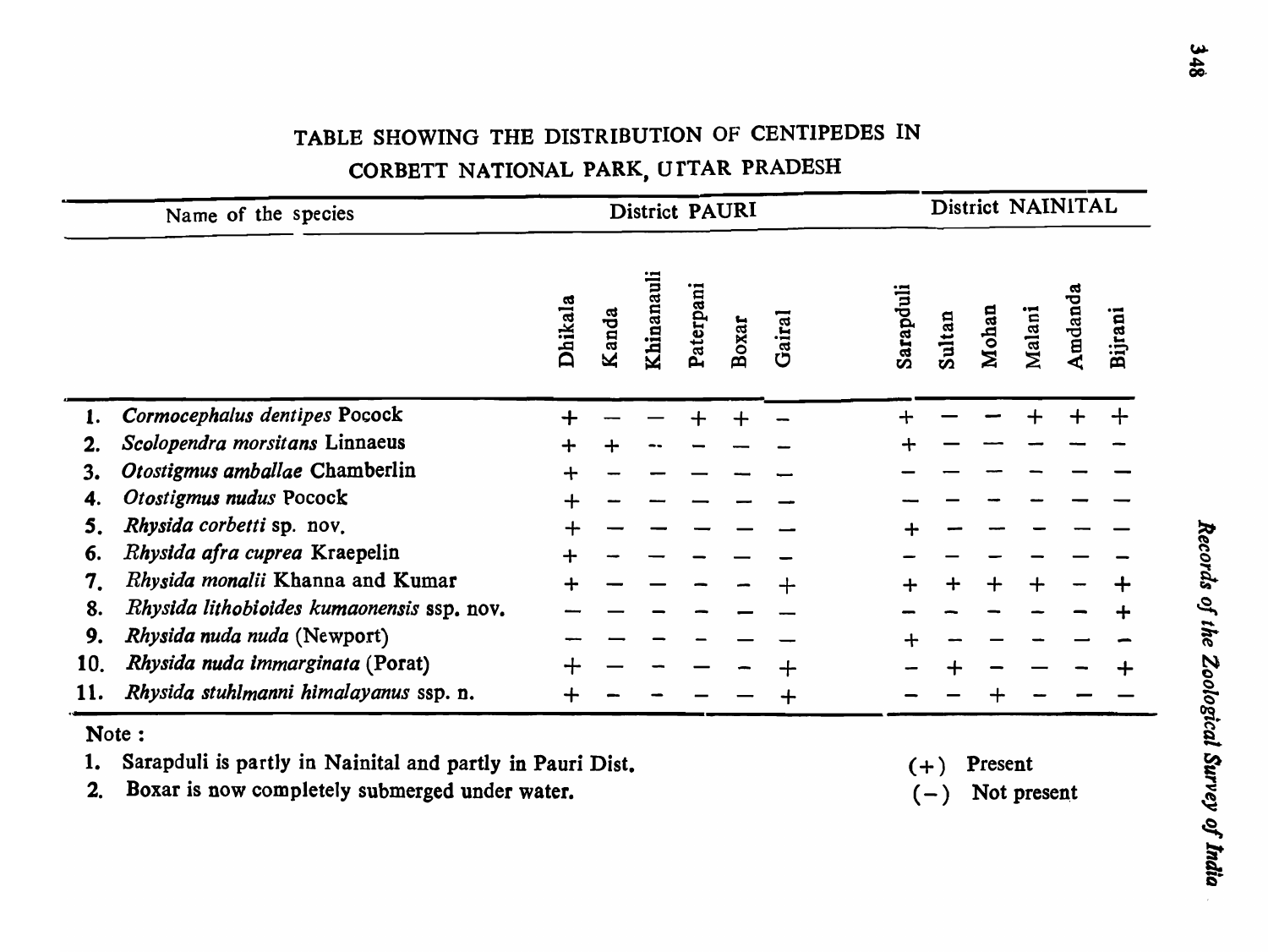## TABLE SHOWING THE DISTRIBUTION OF CENTIPEDES IN CORBETT NATIONAL PARK, UTTAR PRADESH

| | Name of the species | District PAURI | | | | | | District NAINITAL | | | | | |
|---|---|---|---|---|---|---|---|---|---|---|---|---|---|
| | | Dhikala | Kanda | Khinanauli | Paterpani | Boxar | Gairal | Sarapduli | Sultan | Mohan | Malani | Amdanda | Bijrani |
| 1. | *Cormocephalus dentipes* Pocock | + | – | – | + | + | – | + | – | – | + | + | + |
| 2. | *Scolopendra morsitans* Linnaeus | + | + | – | – | – | – | + | – | – | – | – | – |
| 3. | *Otostigmus amballae* Chamberlin | + | – | – | – | – | – | – | – | – | – | – | – |
| 4. | *Otostigmus nudus* Pocock | + | – | – | – | – | – | – | – | – | – | – | – |
| 5. | *Rhysida corbetti* sp. nov. | + | – | – | – | – | – | + | – | – | – | – | – |
| 6. | *Rhysida afra cuprea* Kraepelin | + | – | – | – | – | – | – | – | – | – | – | – |
| 7. | *Rhysida monalii* Khanna and Kumar | + | – | – | – | – | + | + | + | + | + | – | + |
| 8. | *Rhysida lithobioides kumaonensis* ssp. nov. | – | – | – | – | – | – | – | – | – | – | – | + |
| 9. | *Rhysida nuda nuda* (Newport) | – | – | – | – | – | – | + | – | – | – | – | – |
| 10. | *Rhysida nuda immarginata* (Porat) | + | – | – | – | – | + | – | + | – | – | – | + |
| 11. | *Rhysida stuhlmanni himalayanus* ssp. n. | + | – | – | – | – | + | – | – | + | – | – | – |

Note :

1. Sarapduli is partly in Nainital and partly in Pauri Dist.
2. Boxar is now completely submerged under water.

(+) Present

(–) Not present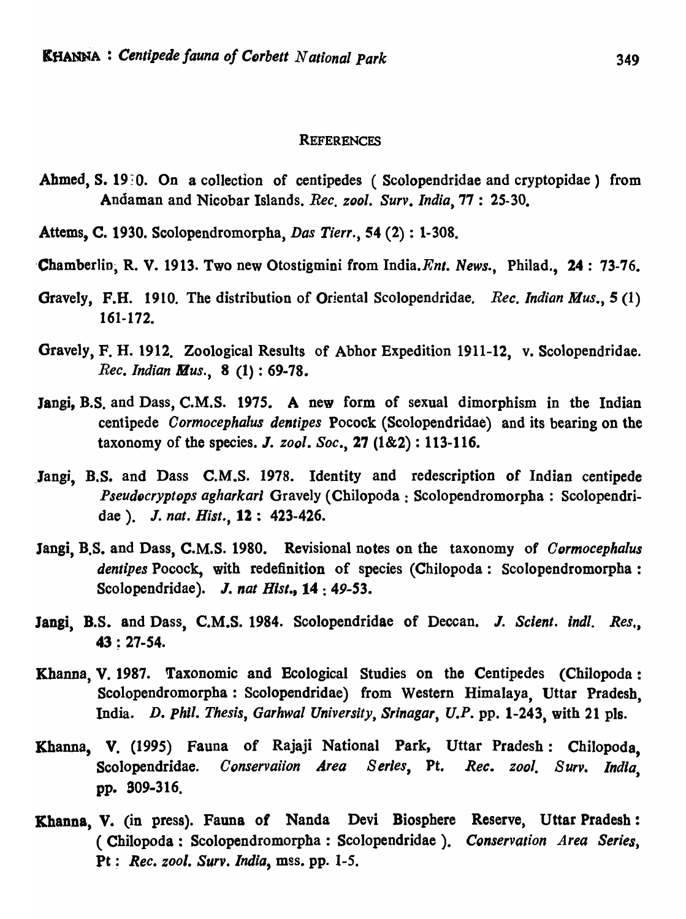## REFERENCES

Ahmed, S. 19:0. On a collection of centipedes ( Scolopendridae and cryptopidae ) from Andaman and Nicobar Islands. *Rec. zool. Surv. India*, **77** : 25-30.

Attems, C. 1930. Scolopendromorpha, *Das Tierr.*, **54** (2) : 1-308.

Chamberlin, R. V. 1913. Two new Otostigmini from India.*Ent. News.*, Philad., **24** : 73-76.

Gravely, F.H. 1910. The distribution of Oriental Scolopendridae. *Rec. Indian Mus.*, **5** (1) 161-172.

Gravely, F. H. 1912. Zoological Results of Abhor Expedition 1911-12, v. Scolopendridae. *Rec. Indian Mus.*, **8** (1) : 69-78.

Jangi, B.S. and Dass, C.M.S. 1975. A new form of sexual dimorphism in the Indian centipede *Cormocephalus dentipes* Pocock (Scolopendridae) and its bearing on the taxonomy of the species. *J. zool. Soc.*, **27** (1&2) : 113-116.

Jangi, B.S. and Dass C.M.S. 1978. Identity and redescription of Indian centipede *Pseudocryptops agharkari* Gravely (Chilopoda : Scolopendromorpha : Scolopendridae ). *J. nat. Hist.*, **12** : 423-426.

Jangi, B.S. and Dass, C.M.S. 1980. Revisional notes on the taxonomy of *Cormocephalus dentipes* Pocock, with redefinition of species (Chilopoda : Scolopendromorpha : Scolopendridae). *J. nat Hist.*, **14** : 49-53.

Jangi, B.S. and Dass, C.M.S. 1984. Scolopendridae of Deccan. *J. Scient. indl. Res.*, **43** : 27-54.

Khanna, V. 1987. Taxonomic and Ecological Studies on the Centipedes (Chilopoda : Scolopendromorpha : Scolopendridae) from Western Himalaya, Uttar Pradesh, India. *D. Phil. Thesis, Garhwal University, Srinagar, U.P.* pp. 1-243, with 21 pls.

Khanna, V. (1995) Fauna of Rajaji National Park, Uttar Pradesh : Chilopoda, Scolopendridae. *Conservaiion Area Series*, Pt. *Rec. zool. Surv. India*, pp. 309-316.

Khanna, V. (in press). Fauna of Nanda Devi Biosphere Reserve, Uttar Pradesh : ( Chilopoda : Scolopendromorpha : Scolopendridae ). *Conservation Area Series*, Pt : *Rec. zool. Surv. India*, mss. pp. 1-5.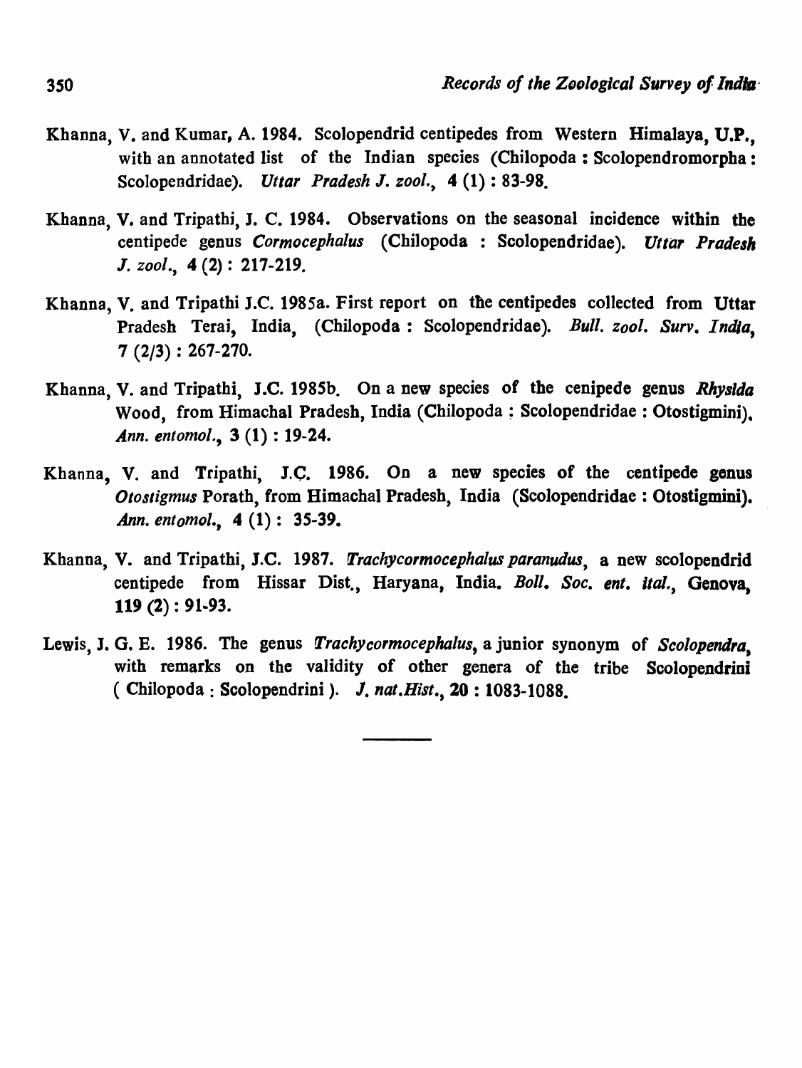Khanna, V. and Kumar, A. 1984. Scolopendrid centipedes from Western Himalaya, U.P., with an annotated list of the Indian species (Chilopoda : Scolopendromorpha : Scolopendridae). *Uttar Pradesh J. zool.*, **4** (1) : 83-98.

Khanna, V. and Tripathi, J. C. 1984. Observations on the seasonal incidence within the centipede genus *Cormocephalus* (Chilopoda : Scolopendridae). *Uttar Pradesh J. zool.*, **4** (2) : 217-219.

Khanna, V. and Tripathi J.C. 1985a. First report on the centipedes collected from Uttar Pradesh Terai, India, (Chilopoda : Scolopendridae). *Bull. zool. Surv. India*, **7** (2/3) : 267-270.

Khanna, V. and Tripathi, J.C. 1985b. On a new species of the cenipede genus *Rhysida* Wood, from Himachal Pradesh, India (Chilopoda : Scolopendridae : Otostigmini). *Ann. entomol.*, **3** (1) : 19-24.

Khanna, V. and Tripathi, J.C. 1986. On a new species of the centipede genus *Otostigmus* Porath, from Himachal Pradesh, India (Scolopendridae : Otostigmini). *Ann. entomol.*, **4** (1) : 35-39.

Khanna, V. and Tripathi, J.C. 1987. *Trachycormocephalus paranudus*, a new scolopendrid centipede from Hissar Dist., Haryana, India. *Boll. Soc. ent. ital.*, **Genova**, **119** (2) : 91-93.

Lewis, J. G. E. 1986. The genus *Trachycormocephalus*, a junior synonym of *Scolopendra*, with remarks on the validity of other genera of the tribe Scolopendrini ( Chilopoda : Scolopendrini ). *J. nat.Hist.*, **20** : 1083-1088.